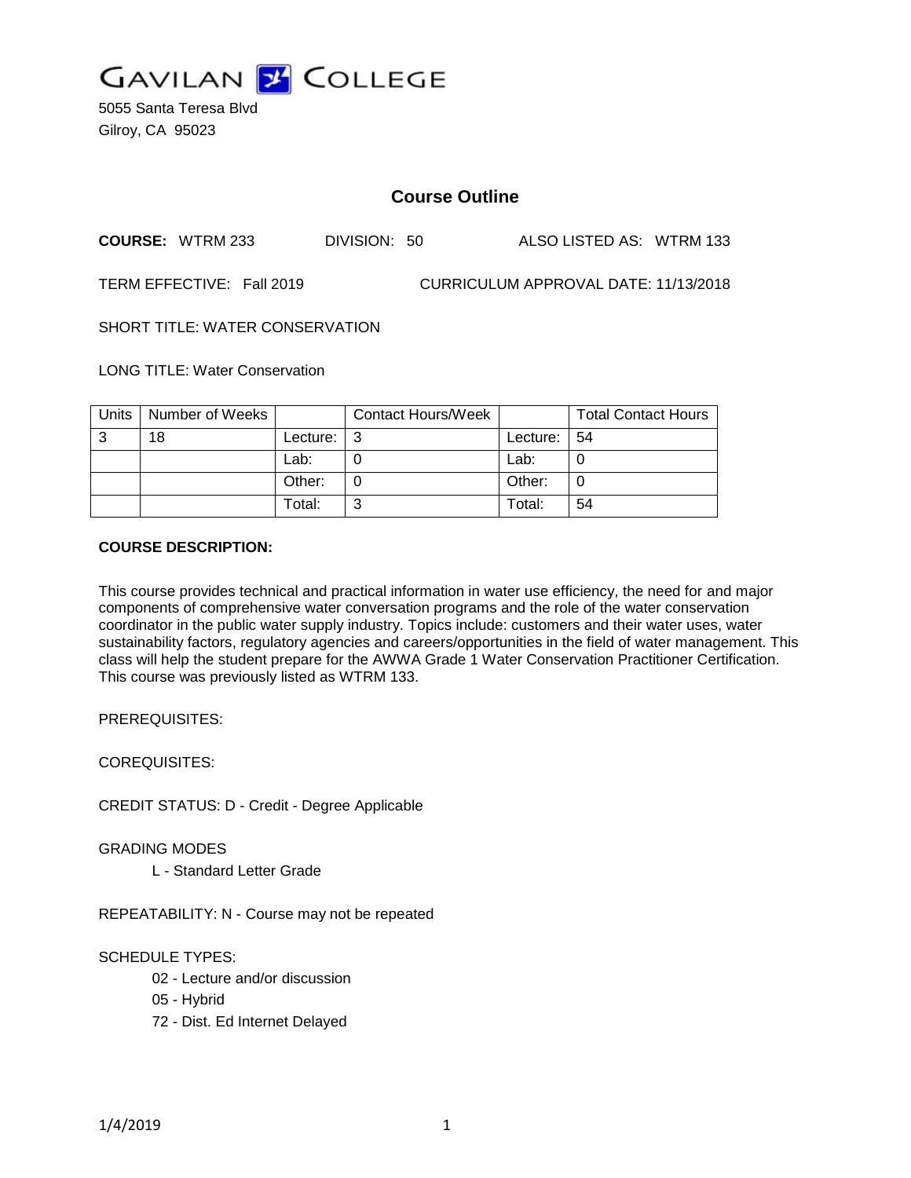# GAVILAN COLLEGE

5055 Santa Teresa Blvd
Gilroy, CA 95023

## Course Outline

**COURSE:** WTRM 233 DIVISION: 50 ALSO LISTED AS: WTRM 133

TERM EFFECTIVE: Fall 2019 CURRICULUM APPROVAL DATE: 11/13/2018

SHORT TITLE: WATER CONSERVATION

LONG TITLE: Water Conservation

| Units | Number of Weeks | | Contact Hours/Week | | Total Contact Hours |
|---|---|---|---|---|---|
| 3 | 18 | Lecture: | 3 | Lecture: | 54 |
| | | Lab: | 0 | Lab: | 0 |
| | | Other: | 0 | Other: | 0 |
| | | Total: | 3 | Total: | 54 |

**COURSE DESCRIPTION:**

This course provides technical and practical information in water use efficiency, the need for and major components of comprehensive water conversation programs and the role of the water conservation coordinator in the public water supply industry. Topics include: customers and their water uses, water sustainability factors, regulatory agencies and careers/opportunities in the field of water management. This class will help the student prepare for the AWWA Grade 1 Water Conservation Practitioner Certification. This course was previously listed as WTRM 133.

PREREQUISITES:

COREQUISITES:

CREDIT STATUS: D - Credit - Degree Applicable

GRADING MODES

L - Standard Letter Grade

REPEATABILITY: N - Course may not be repeated

SCHEDULE TYPES:

02 - Lecture and/or discussion

05 - Hybrid

72 - Dist. Ed Internet Delayed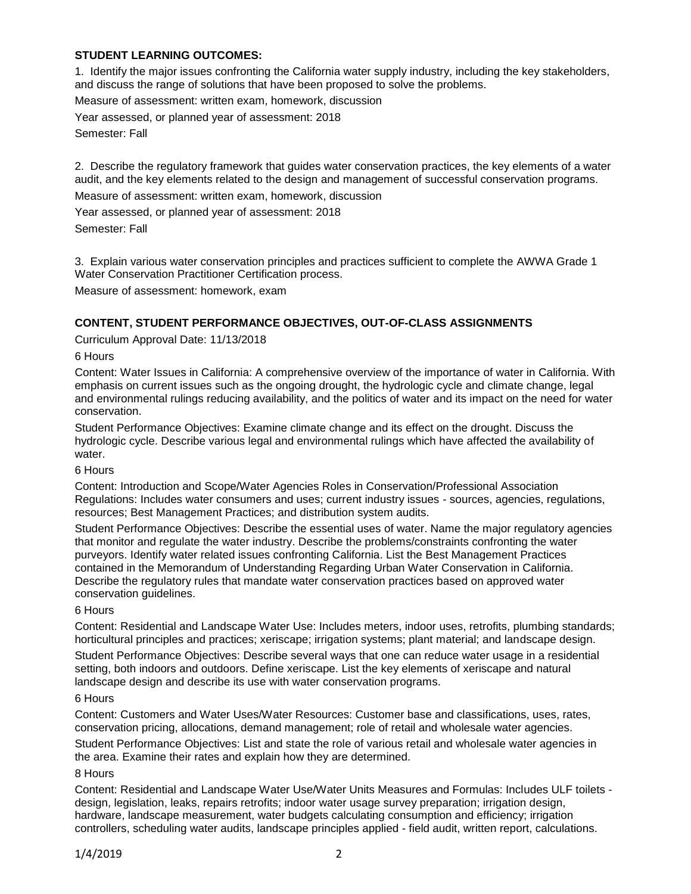**STUDENT LEARNING OUTCOMES:**

1. Identify the major issues confronting the California water supply industry, including the key stakeholders, and discuss the range of solutions that have been proposed to solve the problems.

Measure of assessment: written exam, homework, discussion

Year assessed, or planned year of assessment: 2018

Semester: Fall

2. Describe the regulatory framework that guides water conservation practices, the key elements of a water audit, and the key elements related to the design and management of successful conservation programs.

Measure of assessment: written exam, homework, discussion

Year assessed, or planned year of assessment: 2018

Semester: Fall

3. Explain various water conservation principles and practices sufficient to complete the AWWA Grade 1 Water Conservation Practitioner Certification process.

Measure of assessment: homework, exam

**CONTENT, STUDENT PERFORMANCE OBJECTIVES, OUT-OF-CLASS ASSIGNMENTS**

Curriculum Approval Date: 11/13/2018

6 Hours

Content: Water Issues in California: A comprehensive overview of the importance of water in California. With emphasis on current issues such as the ongoing drought, the hydrologic cycle and climate change, legal and environmental rulings reducing availability, and the politics of water and its impact on the need for water conservation.

Student Performance Objectives: Examine climate change and its effect on the drought. Discuss the hydrologic cycle. Describe various legal and environmental rulings which have affected the availability of water.

6 Hours

Content: Introduction and Scope/Water Agencies Roles in Conservation/Professional Association Regulations: Includes water consumers and uses; current industry issues - sources, agencies, regulations, resources; Best Management Practices; and distribution system audits.

Student Performance Objectives: Describe the essential uses of water. Name the major regulatory agencies that monitor and regulate the water industry. Describe the problems/constraints confronting the water purveyors. Identify water related issues confronting California. List the Best Management Practices contained in the Memorandum of Understanding Regarding Urban Water Conservation in California. Describe the regulatory rules that mandate water conservation practices based on approved water conservation guidelines.

6 Hours

Content: Residential and Landscape Water Use: Includes meters, indoor uses, retrofits, plumbing standards; horticultural principles and practices; xeriscape; irrigation systems; plant material; and landscape design.

Student Performance Objectives: Describe several ways that one can reduce water usage in a residential setting, both indoors and outdoors. Define xeriscape. List the key elements of xeriscape and natural landscape design and describe its use with water conservation programs.

6 Hours

Content: Customers and Water Uses/Water Resources: Customer base and classifications, uses, rates, conservation pricing, allocations, demand management; role of retail and wholesale water agencies.

Student Performance Objectives: List and state the role of various retail and wholesale water agencies in the area. Examine their rates and explain how they are determined.

8 Hours

Content: Residential and Landscape Water Use/Water Units Measures and Formulas: Includes ULF toilets - design, legislation, leaks, repairs retrofits; indoor water usage survey preparation; irrigation design, hardware, landscape measurement, water budgets calculating consumption and efficiency; irrigation controllers, scheduling water audits, landscape principles applied - field audit, written report, calculations.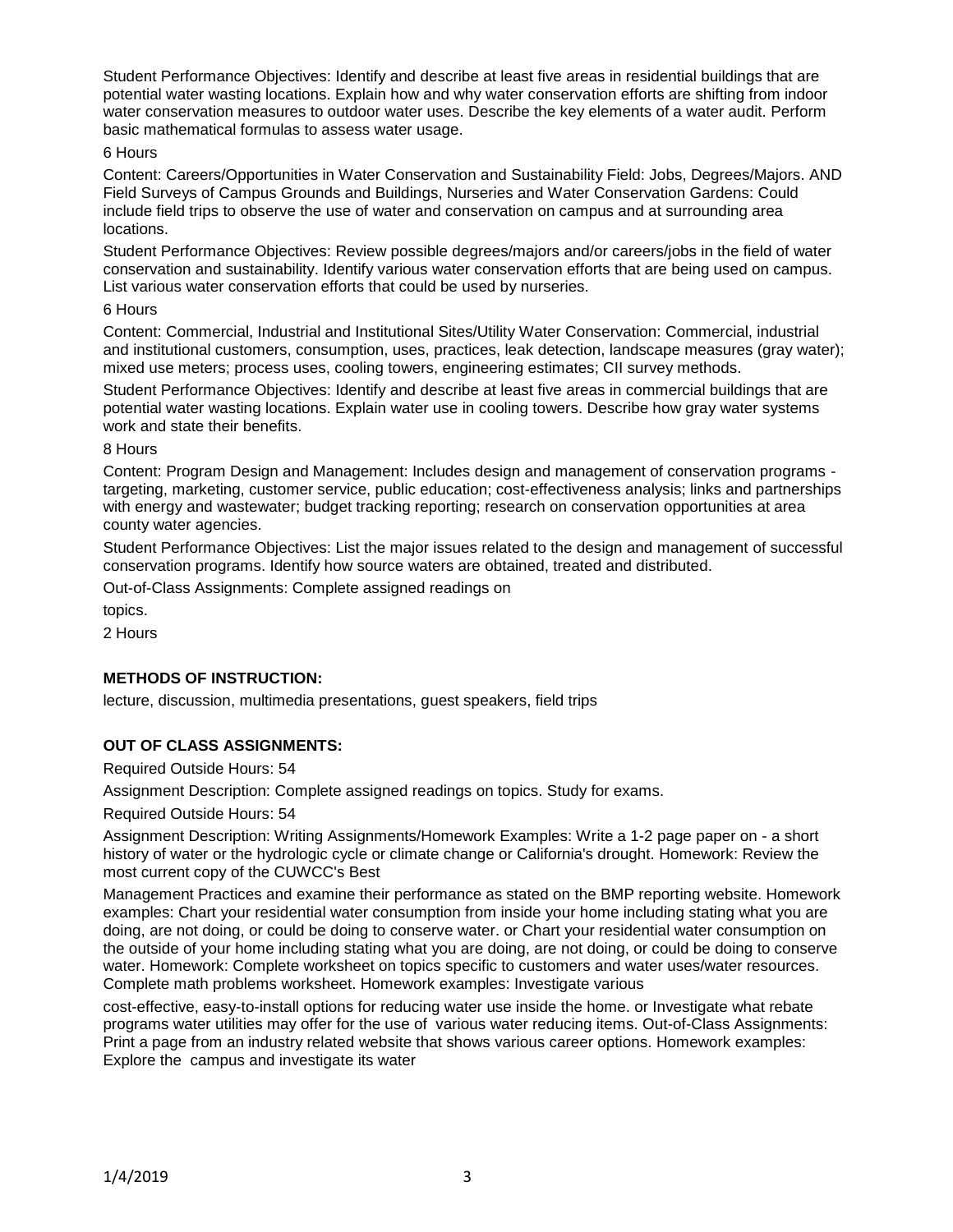Student Performance Objectives: Identify and describe at least five areas in residential buildings that are potential water wasting locations. Explain how and why water conservation efforts are shifting from indoor water conservation measures to outdoor water uses. Describe the key elements of a water audit. Perform basic mathematical formulas to assess water usage.

6 Hours

Content: Careers/Opportunities in Water Conservation and Sustainability Field: Jobs, Degrees/Majors. AND Field Surveys of Campus Grounds and Buildings, Nurseries and Water Conservation Gardens: Could include field trips to observe the use of water and conservation on campus and at surrounding area locations.

Student Performance Objectives: Review possible degrees/majors and/or careers/jobs in the field of water conservation and sustainability. Identify various water conservation efforts that are being used on campus. List various water conservation efforts that could be used by nurseries.

6 Hours

Content: Commercial, Industrial and Institutional Sites/Utility Water Conservation: Commercial, industrial and institutional customers, consumption, uses, practices, leak detection, landscape measures (gray water); mixed use meters; process uses, cooling towers, engineering estimates; CII survey methods.

Student Performance Objectives: Identify and describe at least five areas in commercial buildings that are potential water wasting locations. Explain water use in cooling towers. Describe how gray water systems work and state their benefits.

8 Hours

Content: Program Design and Management: Includes design and management of conservation programs - targeting, marketing, customer service, public education; cost-effectiveness analysis; links and partnerships with energy and wastewater; budget tracking reporting; research on conservation opportunities at area county water agencies.

Student Performance Objectives: List the major issues related to the design and management of successful conservation programs. Identify how source waters are obtained, treated and distributed.

Out-of-Class Assignments: Complete assigned readings on

topics.

2 Hours

**METHODS OF INSTRUCTION:**

lecture, discussion, multimedia presentations, guest speakers, field trips

**OUT OF CLASS ASSIGNMENTS:**

Required Outside Hours: 54

Assignment Description: Complete assigned readings on topics. Study for exams.

Required Outside Hours: 54

Assignment Description: Writing Assignments/Homework Examples: Write a 1-2 page paper on - a short history of water or the hydrologic cycle or climate change or California's drought. Homework: Review the most current copy of the CUWCC's Best

Management Practices and examine their performance as stated on the BMP reporting website. Homework examples: Chart your residential water consumption from inside your home including stating what you are doing, are not doing, or could be doing to conserve water. or Chart your residential water consumption on the outside of your home including stating what you are doing, are not doing, or could be doing to conserve water. Homework: Complete worksheet on topics specific to customers and water uses/water resources. Complete math problems worksheet. Homework examples: Investigate various

cost-effective, easy-to-install options for reducing water use inside the home. or Investigate what rebate programs water utilities may offer for the use of various water reducing items. Out-of-Class Assignments: Print a page from an industry related website that shows various career options. Homework examples: Explore the campus and investigate its water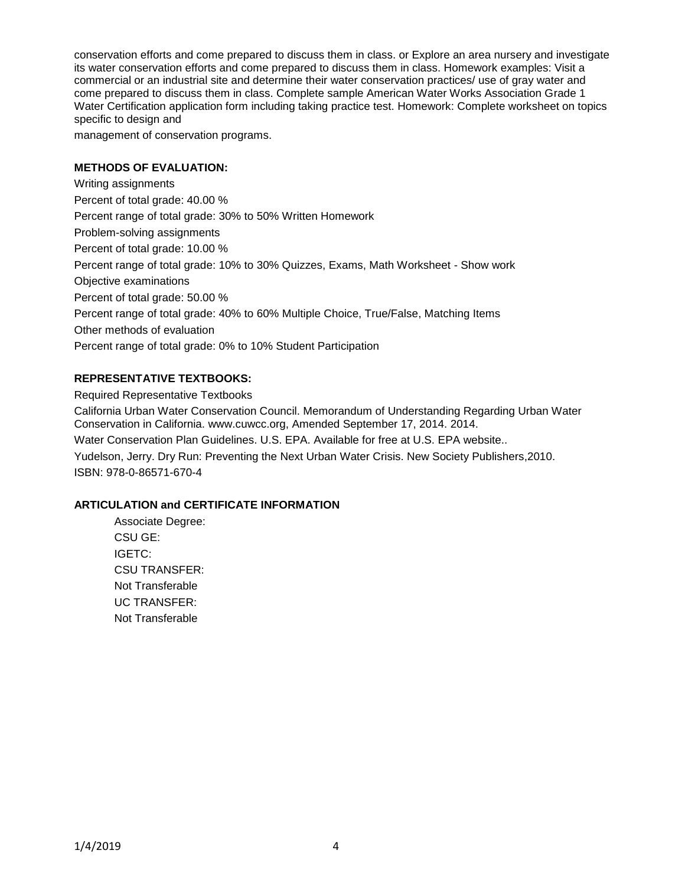conservation efforts and come prepared to discuss them in class. or Explore an area nursery and investigate its water conservation efforts and come prepared to discuss them in class. Homework examples: Visit a commercial or an industrial site and determine their water conservation practices/ use of gray water and come prepared to discuss them in class. Complete sample American Water Works Association Grade 1 Water Certification application form including taking practice test. Homework: Complete worksheet on topics specific to design and

management of conservation programs.

## METHODS OF EVALUATION:

Writing assignments

Percent of total grade: 40.00 %

Percent range of total grade: 30% to 50% Written Homework

Problem-solving assignments

Percent of total grade: 10.00 %

Percent range of total grade: 10% to 30% Quizzes, Exams, Math Worksheet - Show work

Objective examinations

Percent of total grade: 50.00 %

Percent range of total grade: 40% to 60% Multiple Choice, True/False, Matching Items

Other methods of evaluation

Percent range of total grade: 0% to 10% Student Participation

## REPRESENTATIVE TEXTBOOKS:

Required Representative Textbooks

California Urban Water Conservation Council. Memorandum of Understanding Regarding Urban Water Conservation in California. www.cuwcc.org, Amended September 17, 2014. 2014.

Water Conservation Plan Guidelines. U.S. EPA. Available for free at U.S. EPA website..

Yudelson, Jerry. Dry Run: Preventing the Next Urban Water Crisis. New Society Publishers,2010.
ISBN: 978-0-86571-670-4

## ARTICULATION and CERTIFICATE INFORMATION

Associate Degree:
CSU GE:
IGETC:
CSU TRANSFER:
Not Transferable
UC TRANSFER:
Not Transferable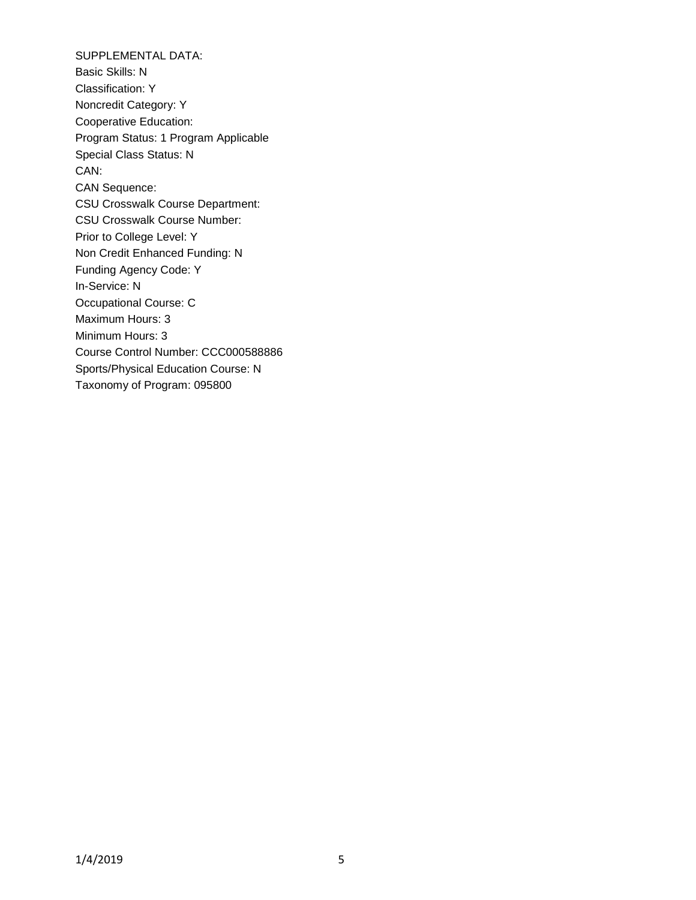SUPPLEMENTAL DATA:

Basic Skills: N

Classification: Y

Noncredit Category: Y

Cooperative Education:

Program Status: 1 Program Applicable

Special Class Status: N

CAN:

CAN Sequence:

CSU Crosswalk Course Department:

CSU Crosswalk Course Number:

Prior to College Level: Y

Non Credit Enhanced Funding: N

Funding Agency Code: Y

In-Service: N

Occupational Course: C

Maximum Hours: 3

Minimum Hours: 3

Course Control Number: CCC000588886

Sports/Physical Education Course: N

Taxonomy of Program: 095800